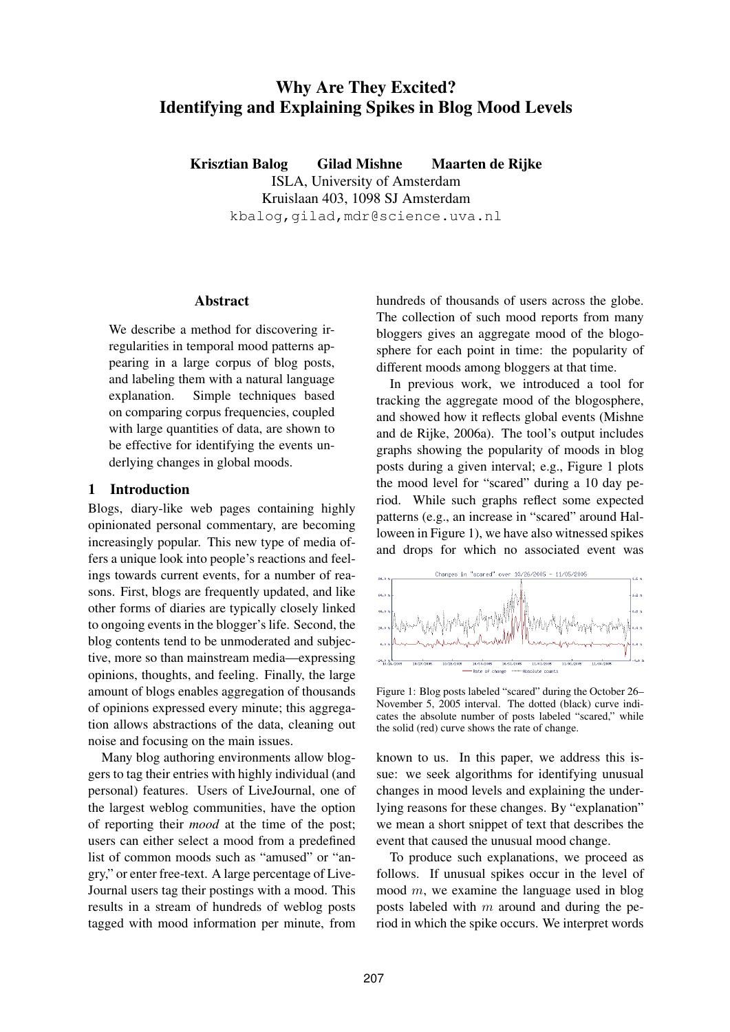# Why Are They Excited? Identifying and Explaining Spikes in Blog Mood Levels

**Krisztian Balog    Gilad Mishne    Maarten de Rijke**
ISLA, University of Amsterdam
Kruislaan 403, 1098 SJ Amsterdam
kbalog,gilad,mdr@science.uva.nl

## Abstract

We describe a method for discovering irregularities in temporal mood patterns appearing in a large corpus of blog posts, and labeling them with a natural language explanation. Simple techniques based on comparing corpus frequencies, coupled with large quantities of data, are shown to be effective for identifying the events underlying changes in global moods.

## 1 Introduction

Blogs, diary-like web pages containing highly opinionated personal commentary, are becoming increasingly popular. This new type of media offers a unique look into people's reactions and feelings towards current events, for a number of reasons. First, blogs are frequently updated, and like other forms of diaries are typically closely linked to ongoing events in the blogger's life. Second, the blog contents tend to be unmoderated and subjective, more so than mainstream media—expressing opinions, thoughts, and feeling. Finally, the large amount of blogs enables aggregation of thousands of opinions expressed every minute; this aggregation allows abstractions of the data, cleaning out noise and focusing on the main issues.

Many blog authoring environments allow bloggers to tag their entries with highly individual (and personal) features. Users of LiveJournal, one of the largest weblog communities, have the option of reporting their *mood* at the time of the post; users can either select a mood from a predefined list of common moods such as "amused" or "angry," or enter free-text. A large percentage of LiveJournal users tag their postings with a mood. This results in a stream of hundreds of weblog posts tagged with mood information per minute, from hundreds of thousands of users across the globe. The collection of such mood reports from many bloggers gives an aggregate mood of the blogosphere for each point in time: the popularity of different moods among bloggers at that time.

In previous work, we introduced a tool for tracking the aggregate mood of the blogosphere, and showed how it reflects global events (Mishne and de Rijke, 2006a). The tool's output includes graphs showing the popularity of moods in blog posts during a given interval; e.g., Figure 1 plots the mood level for "scared" during a 10 day period. While such graphs reflect some expected patterns (e.g., an increase in "scared" around Halloween in Figure 1), we have also witnessed spikes and drops for which no associated event was known to us. In this paper, we address this issue: we seek algorithms for identifying unusual changes in mood levels and explaining the underlying reasons for these changes. By "explanation" we mean a short snippet of text that describes the event that caused the unusual mood change.

Figure 1: Blog posts labeled "scared" during the October 26–November 5, 2005 interval. The dotted (black) curve indicates the absolute number of posts labeled "scared," while the solid (red) curve shows the rate of change.

To produce such explanations, we proceed as follows. If unusual spikes occur in the level of mood $m$, we examine the language used in blog posts labeled with $m$ around and during the period in which the spike occurs. We interpret words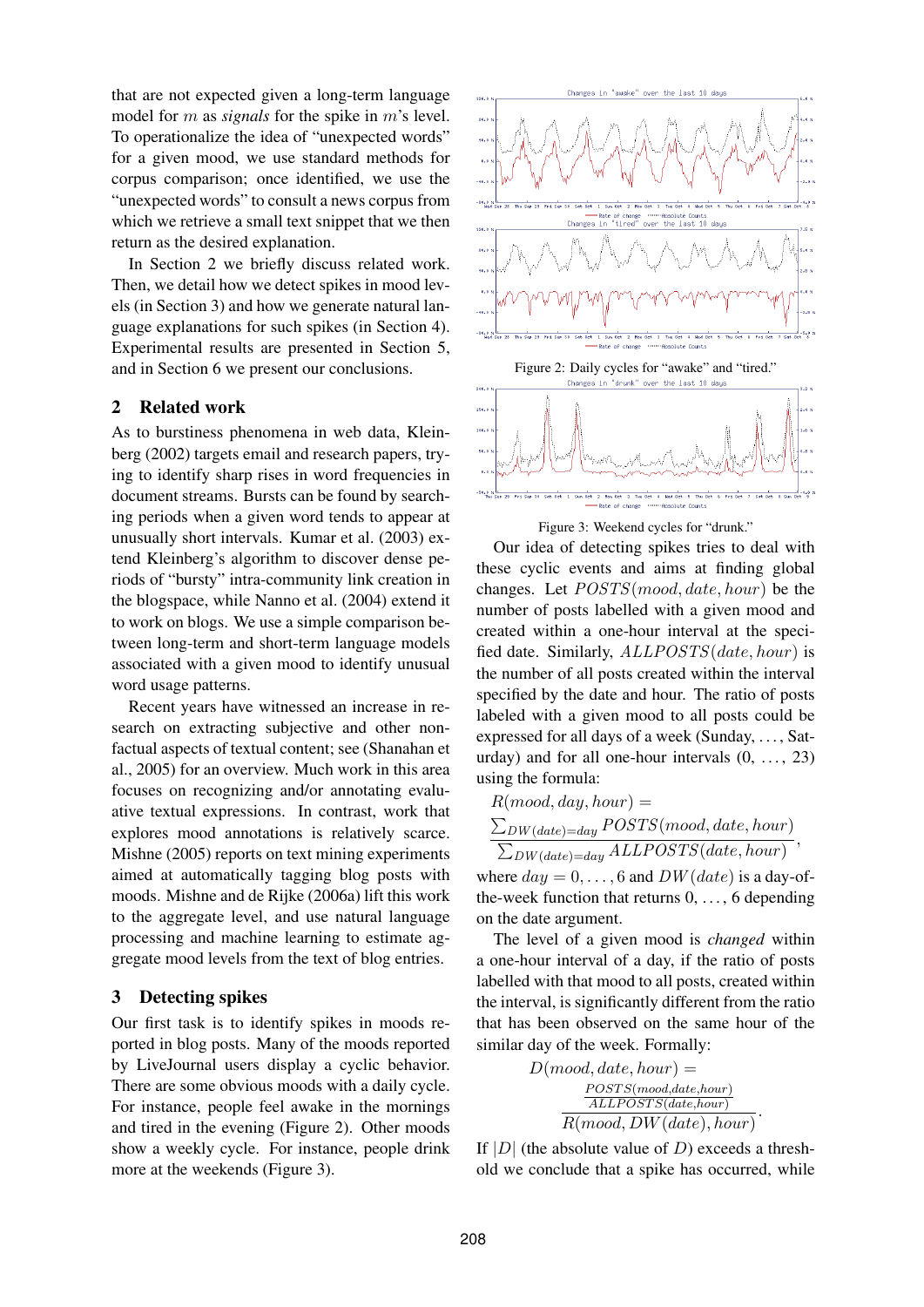that are not expected given a long-term language model for $m$ as *signals* for the spike in $m$'s level. To operationalize the idea of "unexpected words" for a given mood, we use standard methods for corpus comparison; once identified, we use the "unexpected words" to consult a news corpus from which we retrieve a small text snippet that we then return as the desired explanation.

In Section 2 we briefly discuss related work. Then, we detail how we detect spikes in mood levels (in Section 3) and how we generate natural language explanations for such spikes (in Section 4). Experimental results are presented in Section 5, and in Section 6 we present our conclusions.

## 2 Related work

As to burstiness phenomena in web data, Kleinberg (2002) targets email and research papers, trying to identify sharp rises in word frequencies in document streams. Bursts can be found by searching periods when a given word tends to appear at unusually short intervals. Kumar et al. (2003) extend Kleinberg's algorithm to discover dense periods of "bursty" intra-community link creation in the blogspace, while Nanno et al. (2004) extend it to work on blogs. We use a simple comparison between long-term and short-term language models associated with a given mood to identify unusual word usage patterns.

Recent years have witnessed an increase in research on extracting subjective and other non-factual aspects of textual content; see (Shanahan et al., 2005) for an overview. Much work in this area focuses on recognizing and/or annotating evaluative textual expressions. In contrast, work that explores mood annotations is relatively scarce. Mishne (2005) reports on text mining experiments aimed at automatically tagging blog posts with moods. Mishne and de Rijke (2006a) lift this work to the aggregate level, and use natural language processing and machine learning to estimate aggregate mood levels from the text of blog entries.

## 3 Detecting spikes

Our first task is to identify spikes in moods reported in blog posts. Many of the moods reported by LiveJournal users display a cyclic behavior. There are some obvious moods with a daily cycle. For instance, people feel awake in the mornings and tired in the evening (Figure 2). Other moods show a weekly cycle. For instance, people drink more at the weekends (Figure 3).

Figure 2: Daily cycles for "awake" and "tired."

Figure 3: Weekend cycles for "drunk."

Our idea of detecting spikes tries to deal with these cyclic events and aims at finding global changes. Let $POSTS(mood, date, hour)$ be the number of posts labelled with a given mood and created within a one-hour interval at the specified date. Similarly, $ALLPOSTS(date, hour)$ is the number of all posts created within the interval specified by the date and hour. The ratio of posts labeled with a given mood to all posts could be expressed for all days of a week (Sunday, ..., Saturday) and for all one-hour intervals (0, ..., 23) using the formula:

$$R(mood, day, hour) = \frac{\sum_{DW(date)=day} POSTS(mood, date, hour)}{\sum_{DW(date)=day} ALLPOSTS(date, hour)},$$

where $day = 0, \ldots, 6$ and $DW(date)$ is a day-of-the-week function that returns 0, ..., 6 depending on the date argument.

The level of a given mood is *changed* within a one-hour interval of a day, if the ratio of posts labelled with that mood to all posts, created within the interval, is significantly different from the ratio that has been observed on the same hour of the similar day of the week. Formally:

$$D(mood, date, hour) = \frac{\frac{POSTS(mood,date,hour)}{ALLPOSTS(date,hour)}}{R(mood, DW(date), hour)}.$$

If $|D|$ (the absolute value of $D$) exceeds a threshold we conclude that a spike has occurred, while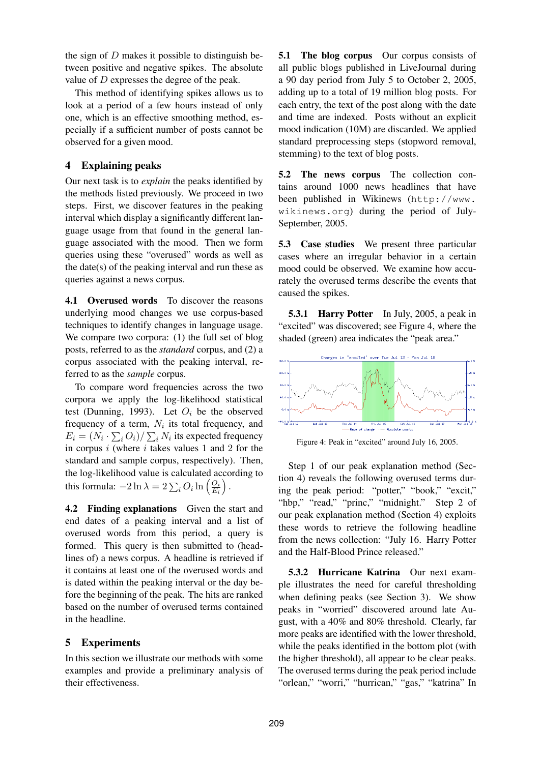the sign of $D$ makes it possible to distinguish between positive and negative spikes. The absolute value of $D$ expresses the degree of the peak.

This method of identifying spikes allows us to look at a period of a few hours instead of only one, which is an effective smoothing method, especially if a sufficient number of posts cannot be observed for a given mood.

## 4 Explaining peaks

Our next task is to *explain* the peaks identified by the methods listed previously. We proceed in two steps. First, we discover features in the peaking interval which display a significantly different language usage from that found in the general language associated with the mood. Then we form queries using these "overused" words as well as the date(s) of the peaking interval and run these as queries against a news corpus.

**4.1 Overused words** To discover the reasons underlying mood changes we use corpus-based techniques to identify changes in language usage. We compare two corpora: (1) the full set of blog posts, referred to as the *standard* corpus, and (2) a corpus associated with the peaking interval, referred to as the *sample* corpus.

To compare word frequencies across the two corpora we apply the log-likelihood statistical test (Dunning, 1993). Let $O_i$ be the observed frequency of a term, $N_i$ its total frequency, and $E_i = (N_i \cdot \sum_i O_i)/\sum_i N_i$ its expected frequency in corpus $i$ (where $i$ takes values 1 and 2 for the standard and sample corpus, respectively). Then, the log-likelihood value is calculated according to this formula: $-2 \ln \lambda = 2 \sum_i O_i \ln \left(\frac{O_i}{E_i}\right)$.

**4.2 Finding explanations** Given the start and end dates of a peaking interval and a list of overused words from this period, a query is formed. This query is then submitted to (headlines of) a news corpus. A headline is retrieved if it contains at least one of the overused words and is dated within the peaking interval or the day before the beginning of the peak. The hits are ranked based on the number of overused terms contained in the headline.

## 5 Experiments

In this section we illustrate our methods with some examples and provide a preliminary analysis of their effectiveness.

**5.1 The blog corpus** Our corpus consists of all public blogs published in LiveJournal during a 90 day period from July 5 to October 2, 2005, adding up to a total of 19 million blog posts. For each entry, the text of the post along with the date and time are indexed. Posts without an explicit mood indication (10M) are discarded. We applied standard preprocessing steps (stopword removal, stemming) to the text of blog posts.

**5.2 The news corpus** The collection contains around 1000 news headlines that have been published in Wikinews (http://www.wikinews.org) during the period of July-September, 2005.

**5.3 Case studies** We present three particular cases where an irregular behavior in a certain mood could be observed. We examine how accurately the overused terms describe the events that caused the spikes.

**5.3.1 Harry Potter** In July, 2005, a peak in "excited" was discovered; see Figure 4, where the shaded (green) area indicates the "peak area."

Figure 4: Peak in "excited" around July 16, 2005.

Step 1 of our peak explanation method (Section 4) reveals the following overused terms during the peak period: "potter," "book," "excit," "hbp," "read," "princ," "midnight." Step 2 of our peak explanation method (Section 4) exploits these words to retrieve the following headline from the news collection: "July 16. Harry Potter and the Half-Blood Prince released."

**5.3.2 Hurricane Katrina** Our next example illustrates the need for careful thresholding when defining peaks (see Section 3). We show peaks in "worried" discovered around late August, with a 40% and 80% threshold. Clearly, far more peaks are identified with the lower threshold, while the peaks identified in the bottom plot (with the higher threshold), all appear to be clear peaks. The overused terms during the peak period include "orlean," "worri," "hurrican," "gas," "katrina" In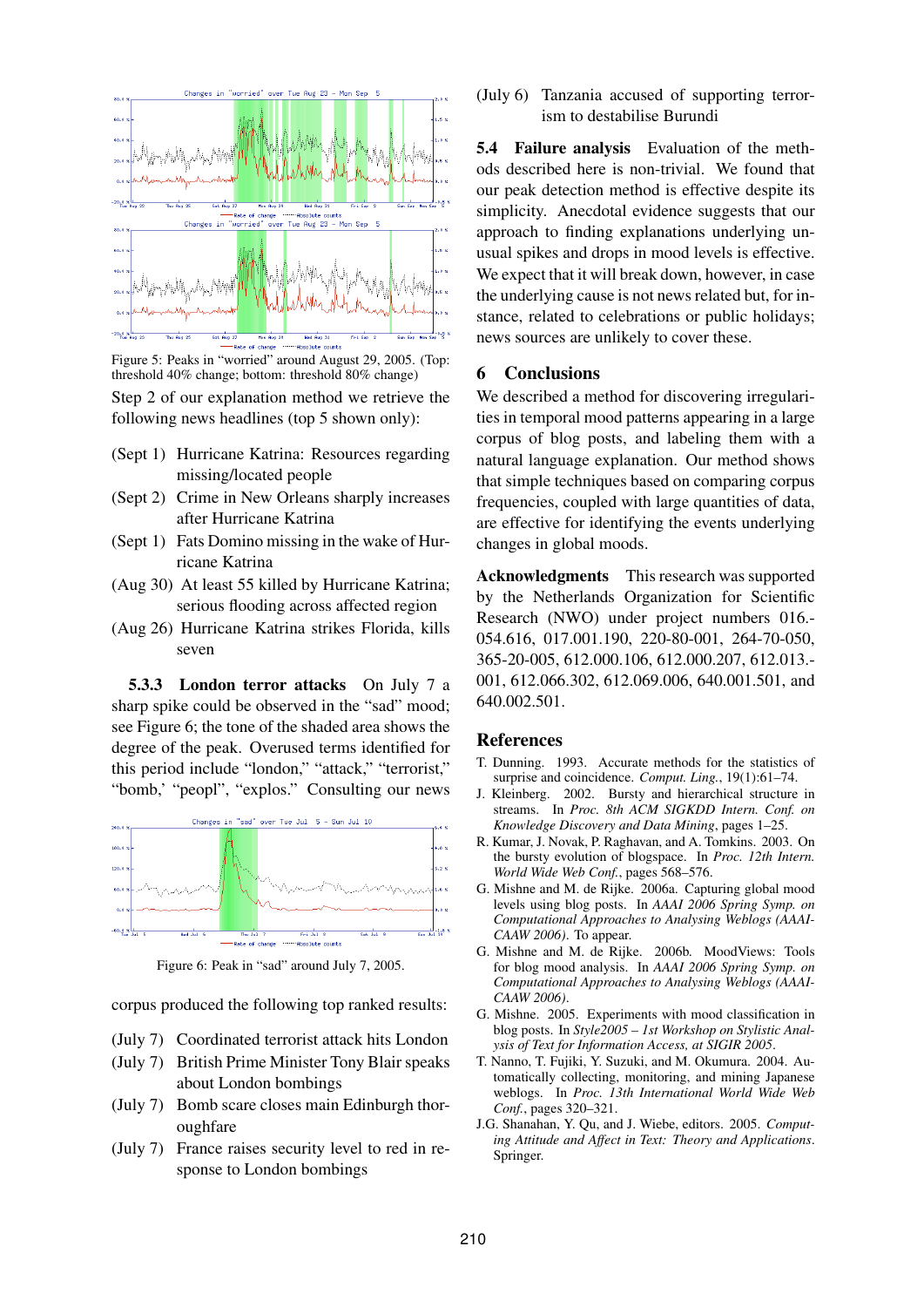Changes in "worried" over Tue Aug 23 - Mon Sep 5

Rate of change ····· Absolute counts

Changes in "worried" over Tue Aug 23 - Mon Sep 5

Rate of change ····· Absolute counts

Figure 5: Peaks in "worried" around August 29, 2005. (Top: threshold 40% change; bottom: threshold 80% change)

Step 2 of our explanation method we retrieve the following news headlines (top 5 shown only):

(Sept 1) Hurricane Katrina: Resources regarding missing/located people

(Sept 2) Crime in New Orleans sharply increases after Hurricane Katrina

(Sept 1) Fats Domino missing in the wake of Hurricane Katrina

(Aug 30) At least 55 killed by Hurricane Katrina; serious flooding across affected region

(Aug 26) Hurricane Katrina strikes Florida, kills seven

**5.3.3 London terror attacks** On July 7 a sharp spike could be observed in the "sad" mood; see Figure 6; the tone of the shaded area shows the degree of the peak. Overused terms identified for this period include "london," "attack," "terrorist," "bomb,' "peopl", "explos." Consulting our news corpus produced the following top ranked results:

Changes in "sad" over Tue Jul 5 - Sun Jul 10

Rate of change ····· Absolute counts

Figure 6: Peak in "sad" around July 7, 2005.

(July 7) Coordinated terrorist attack hits London

(July 7) British Prime Minister Tony Blair speaks about London bombings

(July 7) Bomb scare closes main Edinburgh thoroughfare

(July 7) France raises security level to red in response to London bombings

(July 6) Tanzania accused of supporting terrorism to destabilise Burundi

### 5.4 Failure analysis

Evaluation of the methods described here is non-trivial. We found that our peak detection method is effective despite its simplicity. Anecdotal evidence suggests that our approach to finding explanations underlying unusual spikes and drops in mood levels is effective. We expect that it will break down, however, in case the underlying cause is not news related but, for instance, related to celebrations or public holidays; news sources are unlikely to cover these.

## 6 Conclusions

We described a method for discovering irregularities in temporal mood patterns appearing in a large corpus of blog posts, and labeling them with a natural language explanation. Our method shows that simple techniques based on comparing corpus frequencies, coupled with large quantities of data, are effective for identifying the events underlying changes in global moods.

**Acknowledgments** This research was supported by the Netherlands Organization for Scientific Research (NWO) under project numbers 016.-054.616, 017.001.190, 220-80-001, 264-70-050, 365-20-005, 612.000.106, 612.000.207, 612.013.-001, 612.066.302, 612.069.006, 640.001.501, and 640.002.501.

## References

T. Dunning. 1993. Accurate methods for the statistics of surprise and coincidence. *Comput. Ling.*, 19(1):61–74.

J. Kleinberg. 2002. Bursty and hierarchical structure in streams. In *Proc. 8th ACM SIGKDD Intern. Conf. on Knowledge Discovery and Data Mining*, pages 1–25.

R. Kumar, J. Novak, P. Raghavan, and A. Tomkins. 2003. On the bursty evolution of blogspace. In *Proc. 12th Intern. World Wide Web Conf.*, pages 568–576.

G. Mishne and M. de Rijke. 2006a. Capturing global mood levels using blog posts. In *AAAI 2006 Spring Symp. on Computational Approaches to Analysing Weblogs (AAAI-CAAW 2006)*. To appear.

G. Mishne and M. de Rijke. 2006b. MoodViews: Tools for blog mood analysis. In *AAAI 2006 Spring Symp. on Computational Approaches to Analysing Weblogs (AAAI-CAAW 2006)*.

G. Mishne. 2005. Experiments with mood classification in blog posts. In *Style2005 – 1st Workshop on Stylistic Analysis of Text for Information Access, at SIGIR 2005*.

T. Nanno, T. Fujiki, Y. Suzuki, and M. Okumura. 2004. Automatically collecting, monitoring, and mining Japanese weblogs. In *Proc. 13th International World Wide Web Conf.*, pages 320–321.

J.G. Shanahan, Y. Qu, and J. Wiebe, editors. 2005. *Computing Attitude and Affect in Text: Theory and Applications*. Springer.